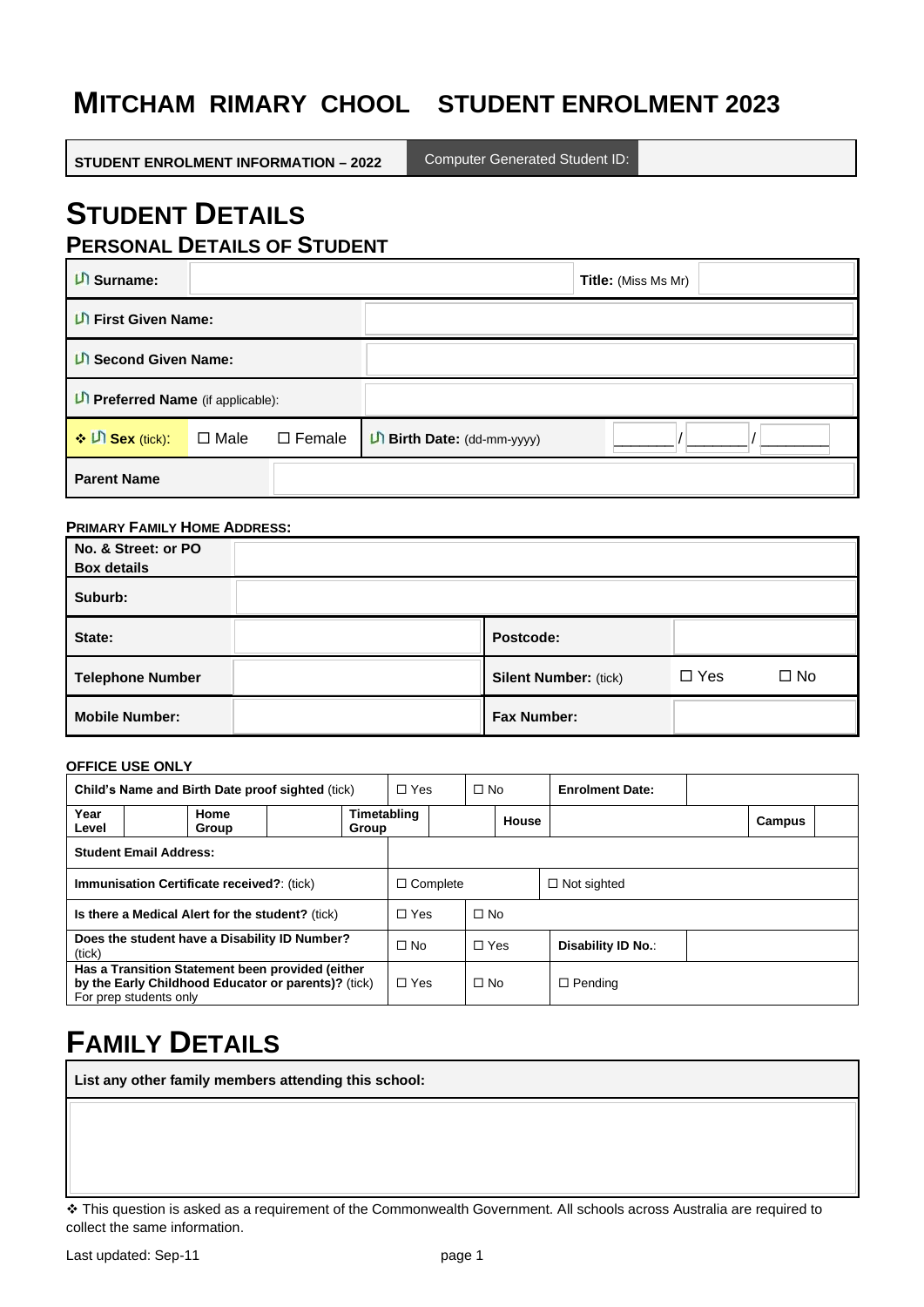# MITCHAM RIMARY CHOOL STUDENT ENROLMENT 2023

| STUDENT ENROLMENT INFORMATION – 2022 | Computer Generated Student ID: | |
|---|---|---|

# STUDENT DETAILS

## PERSONAL DETAILS OF STUDENT

| | | | |
|---|---|---|---|
| **Surname:** | | **Title:** (Miss Ms Mr) | |
| **First Given Name:** | | | |
| **Second Given Name:** | | | |
| **Preferred Name** (if applicable): | | | |
| ❖ **Sex** (tick): ☐ Male ☐ Female | | **Birth Date:** (dd-mm-yyyy) | ______/______/______ |
| **Parent Name** | | | |

**PRIMARY FAMILY HOME ADDRESS:**

| | | | |
|---|---|---|---|
| **No. & Street: or PO Box details** | | | |
| **Suburb:** | | | |
| **State:** | | **Postcode:** | |
| **Telephone Number** | | **Silent Number:** (tick) | ☐ Yes ☐ No |
| **Mobile Number:** | | **Fax Number:** | |

**OFFICE USE ONLY**

| | | | |
|---|---|---|---|
| **Child's Name and Birth Date proof sighted** (tick) | ☐ Yes ☐ No | **Enrolment Date:** | |
| **Year Level** / **Home Group** / **Timetabling Group** | | **House** | **Campus** |
| **Student Email Address:** | | | |
| **Immunisation Certificate received?**: (tick) | ☐ Complete | ☐ Not sighted | |
| **Is there a Medical Alert for the student?** (tick) | ☐ Yes ☐ No | | |
| **Does the student have a Disability ID Number?** (tick) | ☐ No ☐ Yes | **Disability ID No.**: | |
| **Has a Transition Statement been provided (either by the Early Childhood Educator or parents)?** (tick) For prep students only | ☐ Yes ☐ No | ☐ Pending | |

# FAMILY DETAILS

| **List any other family members attending this school:** |
|---|
| |

❖ This question is asked as a requirement of the Commonwealth Government. All schools across Australia are required to collect the same information.

Last updated: Sep-11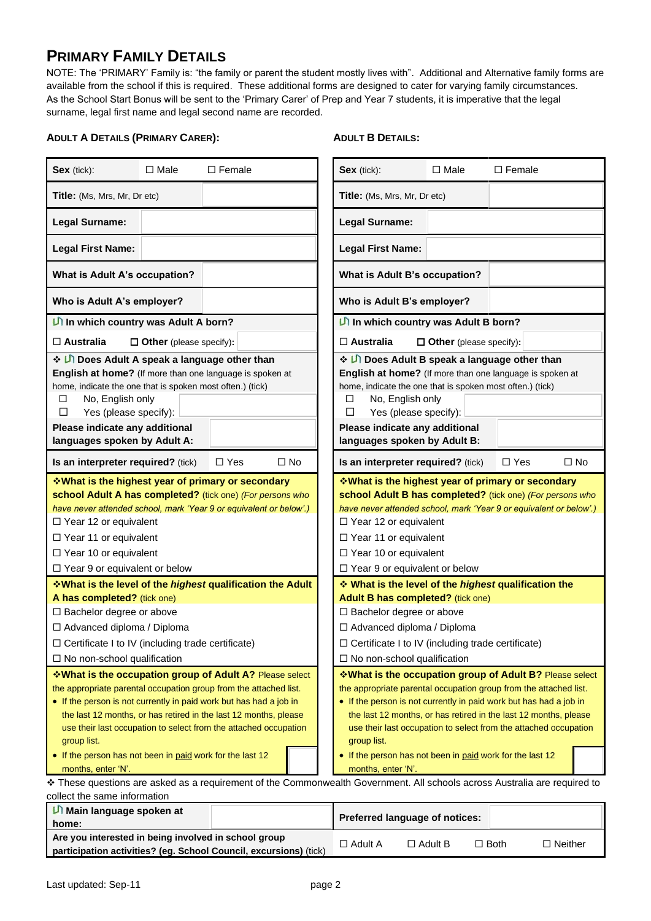## PRIMARY FAMILY DETAILS

NOTE: The 'PRIMARY' Family is: "the family or parent the student mostly lives with". Additional and Alternative family forms are available from the school if this is required. These additional forms are designed to cater for varying family circumstances. As the School Start Bonus will be sent to the 'Primary Carer' of Prep and Year 7 students, it is imperative that the legal surname, legal first name and legal second name are recorded.

| **ADULT A DETAILS (PRIMARY CARER):** | **ADULT B DETAILS:** |
|---|---|
| **Sex** (tick): ☐ Male ☐ Female | **Sex** (tick): ☐ Male ☐ Female |
| **Title:** (Ms, Mrs, Mr, Dr etc) | **Title:** (Ms, Mrs, Mr, Dr etc) |
| **Legal Surname:** | **Legal Surname:** |
| **Legal First Name:** | **Legal First Name:** |
| **What is Adult A's occupation?** | **What is Adult B's occupation?** |
| **Who is Adult A's employer?** | **Who is Adult B's employer?** |
| **In which country was Adult A born?** | **In which country was Adult B born?** |
| ☐ **Australia** ☐ **Other** (please specify): | ☐ **Australia** ☐ **Other** (please specify): |
| ❖ **Does Adult A speak a language other than English at home?** (If more than one language is spoken at home, indicate the one that is spoken most often.) (tick)<br>☐ No, English only<br>☐ Yes (please specify): | ❖ **Does Adult B speak a language other than English at home?** (If more than one language is spoken at home, indicate the one that is spoken most often.) (tick)<br>☐ No, English only<br>☐ Yes (please specify): |
| **Please indicate any additional languages spoken by Adult A:** | **Please indicate any additional languages spoken by Adult B:** |
| **Is an interpreter required?** (tick) ☐ Yes ☐ No | **Is an interpreter required?** (tick) ☐ Yes ☐ No |
| ❖**What is the highest year of primary or secondary school Adult A has completed?** (tick one) *(For persons who have never attended school, mark 'Year 9 or equivalent or below'.)*<br>☐ Year 12 or equivalent<br>☐ Year 11 or equivalent<br>☐ Year 10 or equivalent<br>☐ Year 9 or equivalent or below | ❖**What is the highest year of primary or secondary school Adult B has completed?** (tick one) *(For persons who have never attended school, mark 'Year 9 or equivalent or below'.)*<br>☐ Year 12 or equivalent<br>☐ Year 11 or equivalent<br>☐ Year 10 or equivalent<br>☐ Year 9 or equivalent or below |
| ❖**What is the level of the *highest* qualification the Adult A has completed?** (tick one)<br>☐ Bachelor degree or above<br>☐ Advanced diploma / Diploma<br>☐ Certificate I to IV (including trade certificate)<br>☐ No non-school qualification | ❖ **What is the level of the *highest* qualification the Adult B has completed?** (tick one)<br>☐ Bachelor degree or above<br>☐ Advanced diploma / Diploma<br>☐ Certificate I to IV (including trade certificate)<br>☐ No non-school qualification |
| ❖**What is the occupation group of Adult A?** Please select the appropriate parental occupation group from the attached list.<br>• If the person is not currently in paid work but has had a job in the last 12 months, or has retired in the last 12 months, please use their last occupation to select from the attached occupation group list.<br>• If the person has not been in paid work for the last 12 months, enter 'N'. | ❖**What is the occupation group of Adult B?** Please select the appropriate parental occupation group from the attached list.<br>• If the person is not currently in paid work but has had a job in the last 12 months, or has retired in the last 12 months, please use their last occupation to select from the attached occupation group list.<br>• If the person has not been in paid work for the last 12 months, enter 'N'. |

❖ These questions are asked as a requirement of the Commonwealth Government. All schools across Australia are required to collect the same information

| **Main language spoken at home:** | | **Preferred language of notices:** | |
|---|---|---|---|
| **Are you interested in being involved in school group participation activities? (eg. School Council, excursions)** (tick) | | ☐ Adult A ☐ Adult B ☐ Both ☐ Neither | |

Last updated: Sep-11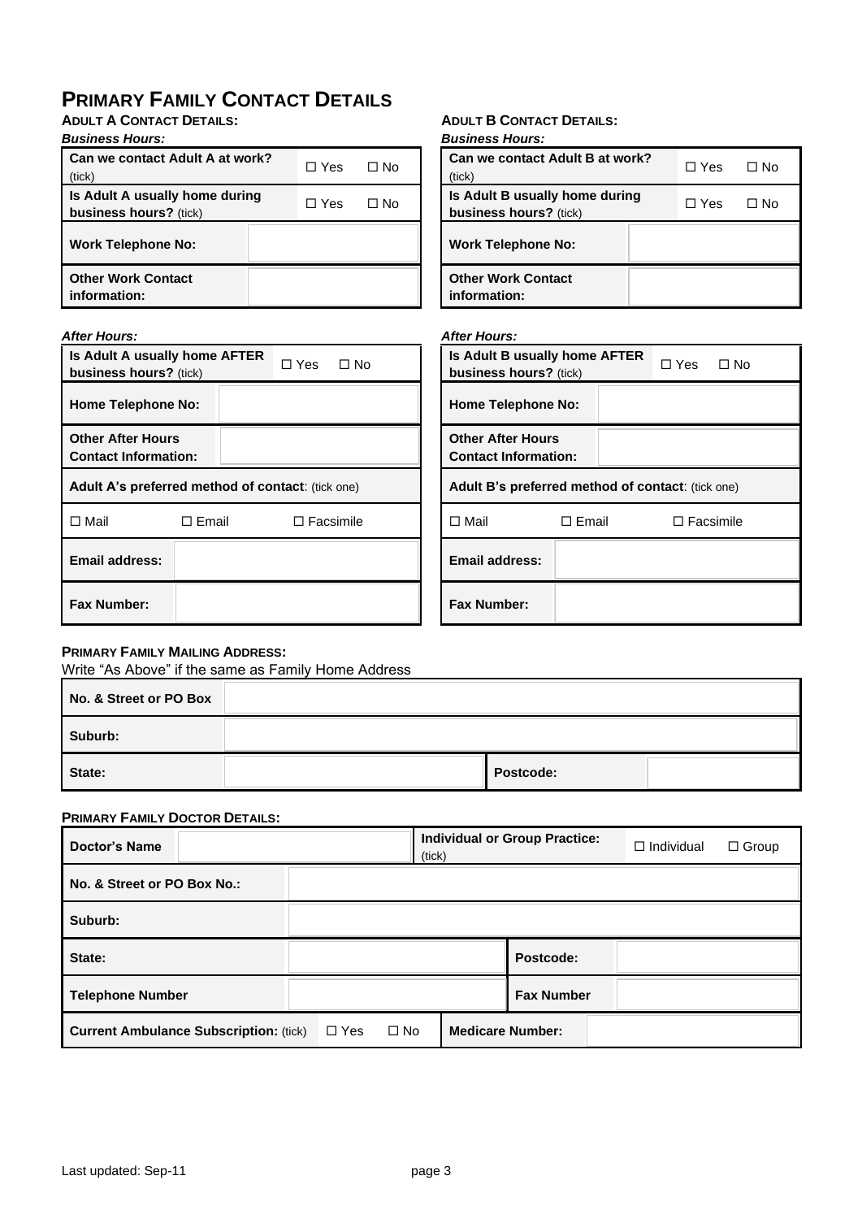# PRIMARY FAMILY CONTACT DETAILS

### ADULT A CONTACT DETAILS:

***Business Hours:***

| | | |
|---|---|---|
| **Can we contact Adult A at work?** (tick) | ☐ Yes | ☐ No |
| **Is Adult A usually home during business hours?** (tick) | ☐ Yes | ☐ No |
| **Work Telephone No:** | | |
| **Other Work Contact information:** | | |

***After Hours:***

| | | |
|---|---|---|
| **Is Adult A usually home AFTER business hours?** (tick) | ☐ Yes | ☐ No |
| **Home Telephone No:** | | |
| **Other After Hours Contact Information:** | | |
| **Adult A's preferred method of contact**: (tick one) | | |
| ☐ Mail | ☐ Email | ☐ Facsimile |
| **Email address:** | | |
| **Fax Number:** | | |

### ADULT B CONTACT DETAILS:

***Business Hours:***

| | | |
|---|---|---|
| **Can we contact Adult B at work?** (tick) | ☐ Yes | ☐ No |
| **Is Adult B usually home during business hours?** (tick) | ☐ Yes | ☐ No |
| **Work Telephone No:** | | |
| **Other Work Contact information:** | | |

***After Hours:***

| | | |
|---|---|---|
| **Is Adult B usually home AFTER business hours?** (tick) | ☐ Yes | ☐ No |
| **Home Telephone No:** | | |
| **Other After Hours Contact Information:** | | |
| **Adult B's preferred method of contact**: (tick one) | | |
| ☐ Mail | ☐ Email | ☐ Facsimile |
| **Email address:** | | |
| **Fax Number:** | | |

### PRIMARY FAMILY MAILING ADDRESS:

Write "As Above" if the same as Family Home Address

| | | | |
|---|---|---|---|
| **No. & Street or PO Box** | | | |
| **Suburb:** | | | |
| **State:** | | **Postcode:** | |

### PRIMARY FAMILY DOCTOR DETAILS:

| | | | | |
|---|---|---|---|---|
| **Doctor's Name** | | **Individual or Group Practice:** (tick) | ☐ Individual | ☐ Group |
| **No. & Street or PO Box No.:** | | | | |
| **Suburb:** | | | | |
| **State:** | | **Postcode:** | | |
| **Telephone Number** | | **Fax Number** | | |
| **Current Ambulance Subscription:** (tick) ☐ Yes ☐ No | | **Medicare Number:** | | |

Last updated: Sep-11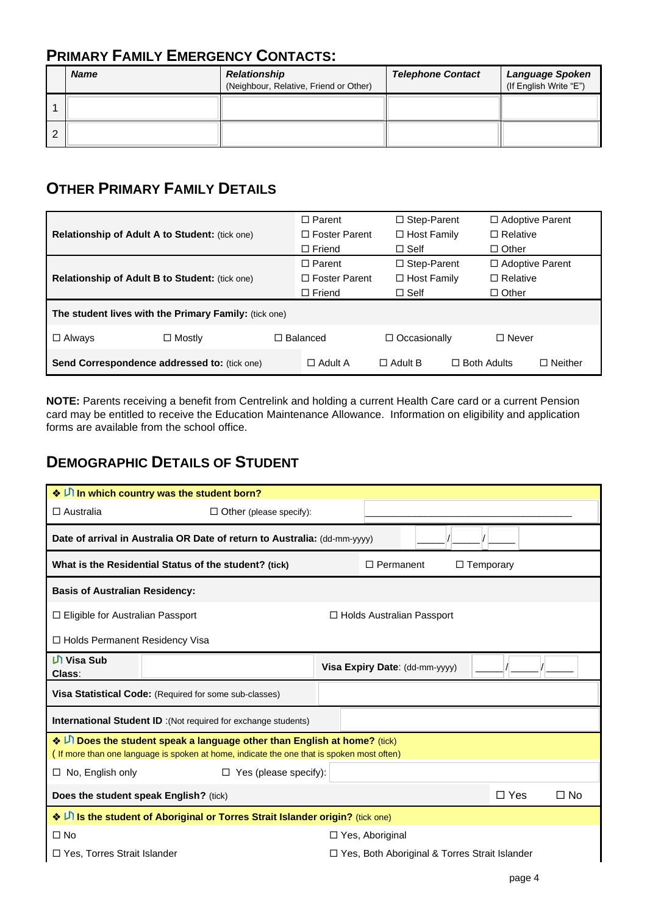## PRIMARY FAMILY EMERGENCY CONTACTS:

| | ***Name*** | ***Relationship*** (Neighbour, Relative, Friend or Other) | ***Telephone Contact*** | ***Language Spoken*** (If English Write "E") |
|---|---|---|---|---|
| 1 | | | | |
| 2 | | | | |

## OTHER PRIMARY FAMILY DETAILS

| | | | |
|---|---|---|---|
| **Relationship of Adult A to Student:** (tick one) | ☐ Parent<br>☐ Foster Parent<br>☐ Friend | ☐ Step-Parent<br>☐ Host Family<br>☐ Self | ☐ Adoptive Parent<br>☐ Relative<br>☐ Other |
| **Relationship of Adult B to Student:** (tick one) | ☐ Parent<br>☐ Foster Parent<br>☐ Friend | ☐ Step-Parent<br>☐ Host Family<br>☐ Self | ☐ Adoptive Parent<br>☐ Relative<br>☐ Other |

**The student lives with the Primary Family:** (tick one)

☐ Always ☐ Mostly ☐ Balanced ☐ Occasionally ☐ Never

**Send Correspondence addressed to:** (tick one) ☐ Adult A ☐ Adult B ☐ Both Adults ☐ Neither

**NOTE:** Parents receiving a benefit from Centrelink and holding a current Health Care card or a current Pension card may be entitled to receive the Education Maintenance Allowance. Information on eligibility and application forms are available from the school office.

## DEMOGRAPHIC DETAILS OF STUDENT

**❖ In which country was the student born?**

☐ Australia ☐ Other (please specify): ______________________________

**Date of arrival in Australia OR Date of return to Australia:** (dd-mm-yyyy) _____/_____/_____

**What is the Residential Status of the student? (tick)** ☐ Permanent ☐ Temporary

**Basis of Australian Residency:**

☐ Eligible for Australian Passport ☐ Holds Australian Passport

☐ Holds Permanent Residency Visa

**Visa Sub Class**: ____________ **Visa Expiry Date**: (dd-mm-yyyy) _____/_____/_____

**Visa Statistical Code:** (Required for some sub-classes) ____________

**International Student ID** :(Not required for exchange students) ____________

**❖ Does the student speak a language other than English at home?** (tick)
( If more than one language is spoken at home, indicate the one that is spoken most often)

☐ No, English only ☐ Yes (please specify): ____________

**Does the student speak English?** (tick) ☐ Yes ☐ No

**❖ Is the student of Aboriginal or Torres Strait Islander origin?** (tick one)

☐ No ☐ Yes, Aboriginal

☐ Yes, Torres Strait Islander ☐ Yes, Both Aboriginal & Torres Strait Islander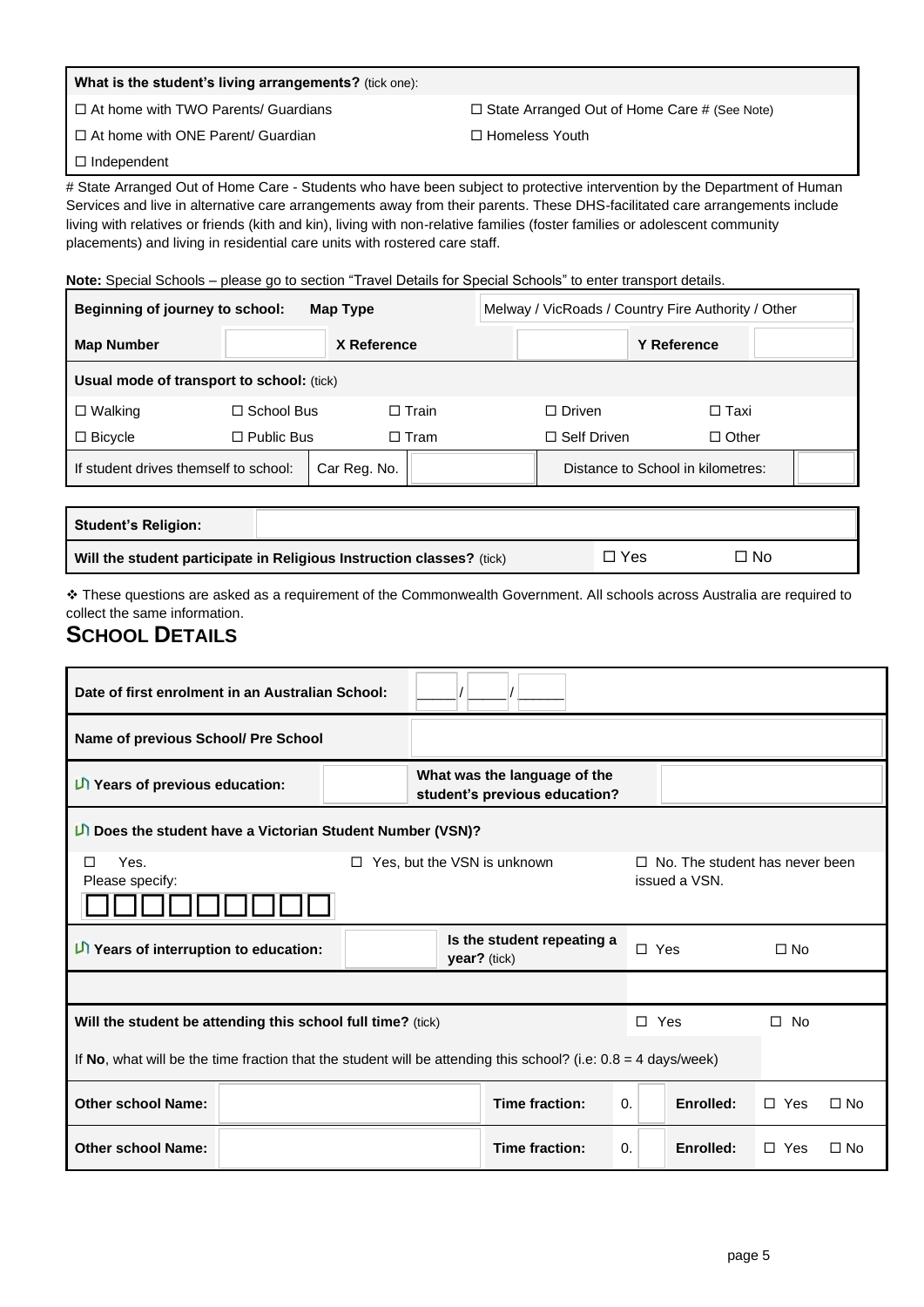| **What is the student's living arrangements?** (tick one): | |
|---|---|
| ☐ At home with TWO Parents/ Guardians | ☐ State Arranged Out of Home Care # (See Note) |
| ☐ At home with ONE Parent/ Guardian | ☐ Homeless Youth |
| ☐ Independent | |

# State Arranged Out of Home Care - Students who have been subject to protective intervention by the Department of Human Services and live in alternative care arrangements away from their parents. These DHS-facilitated care arrangements include living with relatives or friends (kith and kin), living with non-relative families (foster families or adolescent community placements) and living in residential care units with rostered care staff.

**Note:** Special Schools – please go to section "Travel Details for Special Schools" to enter transport details.

| **Beginning of journey to school:** | **Map Type** | | Melway / VicRoads / Country Fire Authority / Other | | |
|---|---|---|---|---|---|
| **Map Number** | | **X Reference** | | **Y Reference** | |
| **Usual mode of transport to school:** (tick) | | | | | |
| ☐ Walking | ☐ School Bus | ☐ Train | ☐ Driven | ☐ Taxi | |
| ☐ Bicycle | ☐ Public Bus | ☐ Tram | ☐ Self Driven | ☐ Other | |
| If student drives themself to school: | Car Reg. No. | | Distance to School in kilometres: | | |

| **Student's Religion:** | | |
|---|---|---|
| **Will the student participate in Religious Instruction classes?** (tick) | ☐ Yes | ☐ No |

❖ These questions are asked as a requirement of the Commonwealth Government. All schools across Australia are required to collect the same information.

## SCHOOL DETAILS

| **Date of first enrolment in an Australian School:** | ____ / ____ / ____ | | |
|---|---|---|---|
| **Name of previous School/ Pre School** | | | |
| **Years of previous education:** | | **What was the language of the student's previous education?** | |
| **Does the student have a Victorian Student Number (VSN)?** | | | |
| ☐ Yes. Please specify: ☐☐☐☐☐☐☐☐☐ | ☐ Yes, but the VSN is unknown | | ☐ No. The student has never been issued a VSN. |
| **Years of interruption to education:** | | **Is the student repeating a year?** (tick) | ☐ Yes ☐ No |

| **Will the student be attending this school full time?** (tick) | | | | | ☐ Yes | ☐ No |
|---|---|---|---|---|---|---|
| If **No**, what will be the time fraction that the student will be attending this school? (i.e: 0.8 = 4 days/week) | | | | | | |
| **Other school Name:** | | **Time fraction:** | 0. | **Enrolled:** | ☐ Yes | ☐ No |
| **Other school Name:** | | **Time fraction:** | 0. | **Enrolled:** | ☐ Yes | ☐ No |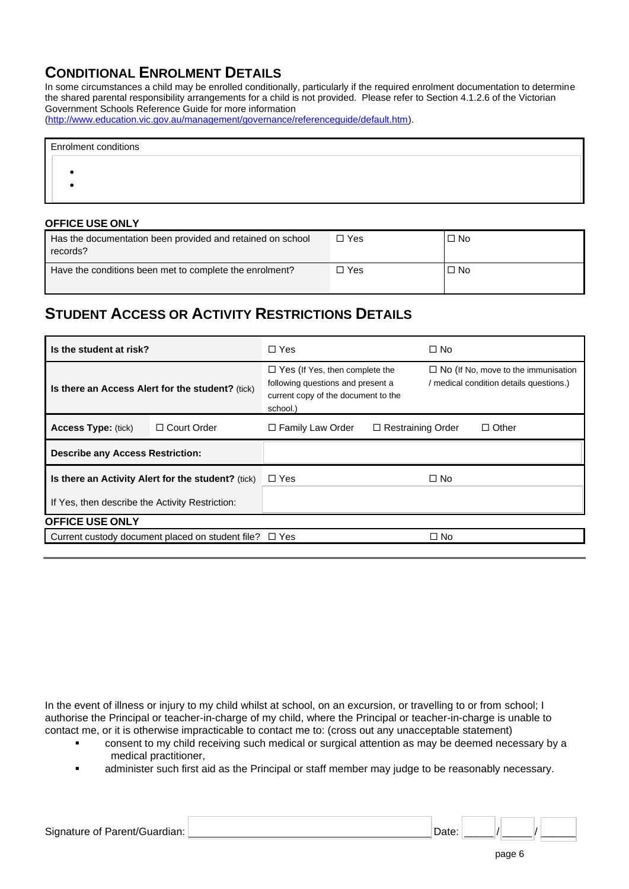## Conditional Enrolment Details

In some circumstances a child may be enrolled conditionally, particularly if the required enrolment documentation to determine the shared parental responsibility arrangements for a child is not provided. Please refer to Section 4.1.2.6 of the Victorian Government Schools Reference Guide for more information (http://www.education.vic.gov.au/management/governance/referenceguide/default.htm).

| Enrolment conditions |
|---|
| • <br> • |

**OFFICE USE ONLY**

| | | |
|---|---|---|
| Has the documentation been provided and retained on school records? | ☐ Yes | ☐ No |
| Have the conditions been met to complete the enrolment? | ☐ Yes | ☐ No |

## Student Access or Activity Restrictions Details

| | | | | |
|---|---|---|---|---|
| **Is the student at risk?** | | ☐ Yes | | ☐ No |
| **Is there an Access Alert for the student?** (tick) | | ☐ Yes (If Yes, then complete the following questions and present a current copy of the document to the school.) | | ☐ No (If No, move to the immunisation / medical condition details questions.) |
| **Access Type:** (tick) | ☐ Court Order | ☐ Family Law Order | ☐ Restraining Order | ☐ Other |
| **Describe any Access Restriction:** | | | | |
| **Is there an Activity Alert for the student?** (tick) | | ☐ Yes | | ☐ No |
| If Yes, then describe the Activity Restriction: | | | | |

**OFFICE USE ONLY**

| | | |
|---|---|---|
| Current custody document placed on student file? | ☐ Yes | ☐ No |

In the event of illness or injury to my child whilst at school, on an excursion, or travelling to or from school; I authorise the Principal or teacher-in-charge of my child, where the Principal or teacher-in-charge is unable to contact me, or it is otherwise impracticable to contact me to: (cross out any unacceptable statement)

- consent to my child receiving such medical or surgical attention as may be deemed necessary by a medical practitioner,
- administer such first aid as the Principal or staff member may judge to be reasonably necessary.

Signature of Parent/Guardian: ______________________________ Date: _____/_____/_____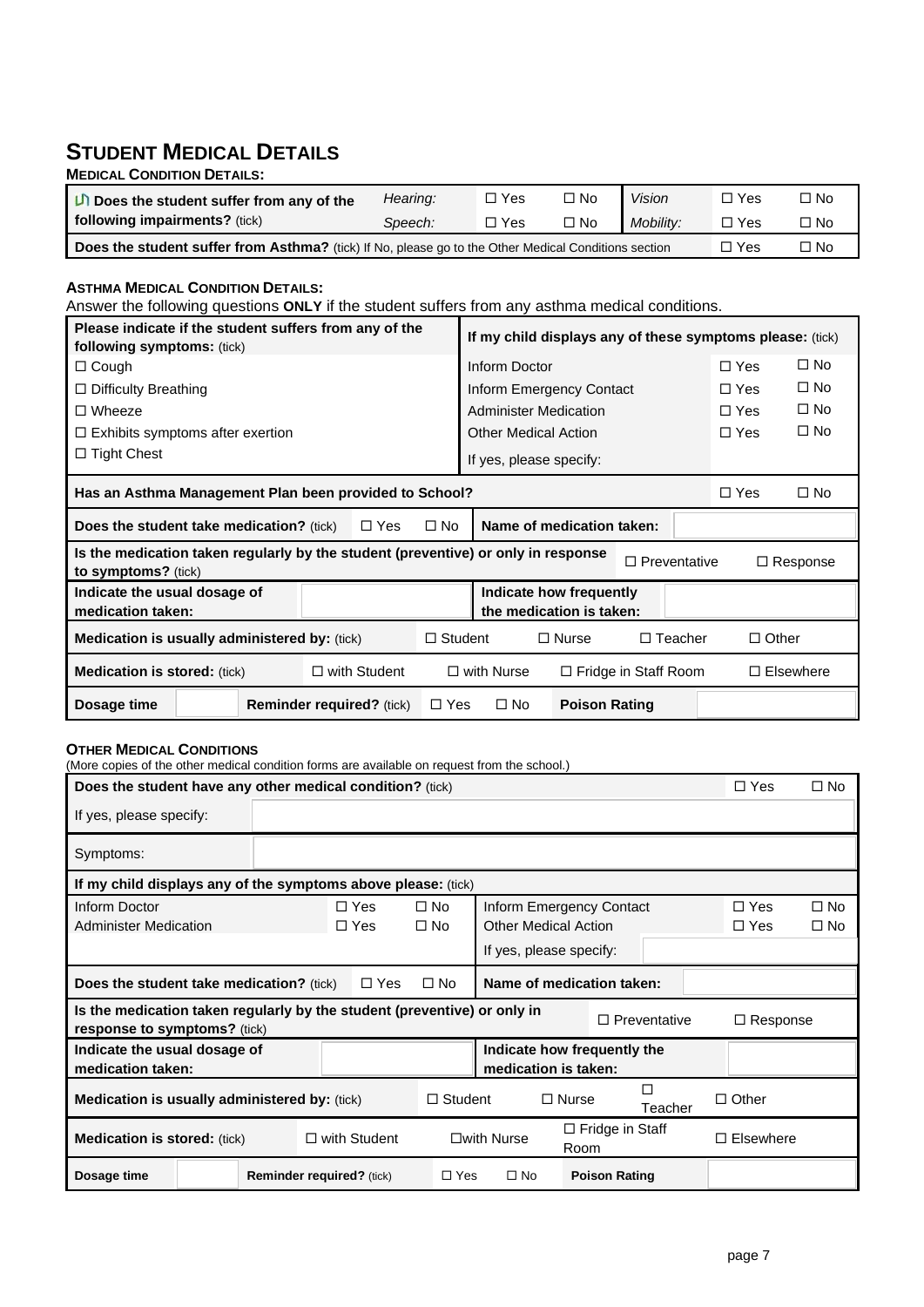# STUDENT MEDICAL DETAILS

**MEDICAL CONDITION DETAILS:**

| **Does the student suffer from any of the following impairments?** (tick) | *Hearing:* | ☐ Yes | ☐ No | *Vision* | ☐ Yes | ☐ No |
|---|---|---|---|---|---|---|
| | *Speech:* | ☐ Yes | ☐ No | *Mobility:* | ☐ Yes | ☐ No |
| **Does the student suffer from Asthma?** (tick) If No, please go to the Other Medical Conditions section | | | | | ☐ Yes | ☐ No |

**ASTHMA MEDICAL CONDITION DETAILS:**

Answer the following questions **ONLY** if the student suffers from any asthma medical conditions.

| **Please indicate if the student suffers from any of the following symptoms:** (tick) | **If my child displays any of these symptoms please:** (tick) | | |
|---|---|---|---|
| ☐ Cough | Inform Doctor | ☐ Yes | ☐ No |
| ☐ Difficulty Breathing | Inform Emergency Contact | ☐ Yes | ☐ No |
| ☐ Wheeze | Administer Medication | ☐ Yes | ☐ No |
| ☐ Exhibits symptoms after exertion | Other Medical Action | ☐ Yes | ☐ No |
| ☐ Tight Chest | If yes, please specify: | | |

| **Has an Asthma Management Plan been provided to School?** | | | | | ☐ Yes | ☐ No |
|---|---|---|---|---|---|---|
| **Does the student take medication?** (tick) | ☐ Yes | ☐ No | **Name of medication taken:** | | | |
| **Is the medication taken regularly by the student (preventive) or only in response to symptoms?** (tick) | | | | ☐ Preventative | | ☐ Response |
| **Indicate the usual dosage of medication taken:** | | | **Indicate how frequently the medication is taken:** | | | |
| **Medication is usually administered by:** (tick) | ☐ Student | | ☐ Nurse | ☐ Teacher | | ☐ Other |
| **Medication is stored:** (tick) | ☐ with Student | | ☐ with Nurse | ☐ Fridge in Staff Room | | ☐ Elsewhere |
| **Dosage time** | | **Reminder required?** (tick) | ☐ Yes ☐ No | **Poison Rating** | | |

**OTHER MEDICAL CONDITIONS**

(More copies of the other medical condition forms are available on request from the school.)

| **Does the student have any other medical condition?** (tick) | | | | | ☐ Yes | ☐ No |
|---|---|---|---|---|---|---|
| If yes, please specify: | | | | | | |
| Symptoms: | | | | | | |
| **If my child displays any of the symptoms above please:** (tick) | | | | | | |
| Inform Doctor | ☐ Yes | ☐ No | Inform Emergency Contact | | ☐ Yes | ☐ No |
| Administer Medication | ☐ Yes | ☐ No | Other Medical Action | | ☐ Yes | ☐ No |
| | | | If yes, please specify: | | | |
| **Does the student take medication?** (tick) | ☐ Yes | ☐ No | **Name of medication taken:** | | | |
| **Is the medication taken regularly by the student (preventive) or only in response to symptoms?** (tick) | | | | ☐ Preventative | | ☐ Response |
| **Indicate the usual dosage of medication taken:** | | | **Indicate how frequently the medication is taken:** | | | |
| **Medication is usually administered by:** (tick) | ☐ Student | | ☐ Nurse | ☐ Teacher | | ☐ Other |
| **Medication is stored:** (tick) | ☐ with Student | | ☐with Nurse | ☐ Fridge in Staff Room | | ☐ Elsewhere |
| **Dosage time** | | **Reminder required?** (tick) | ☐ Yes ☐ No | **Poison Rating** | | |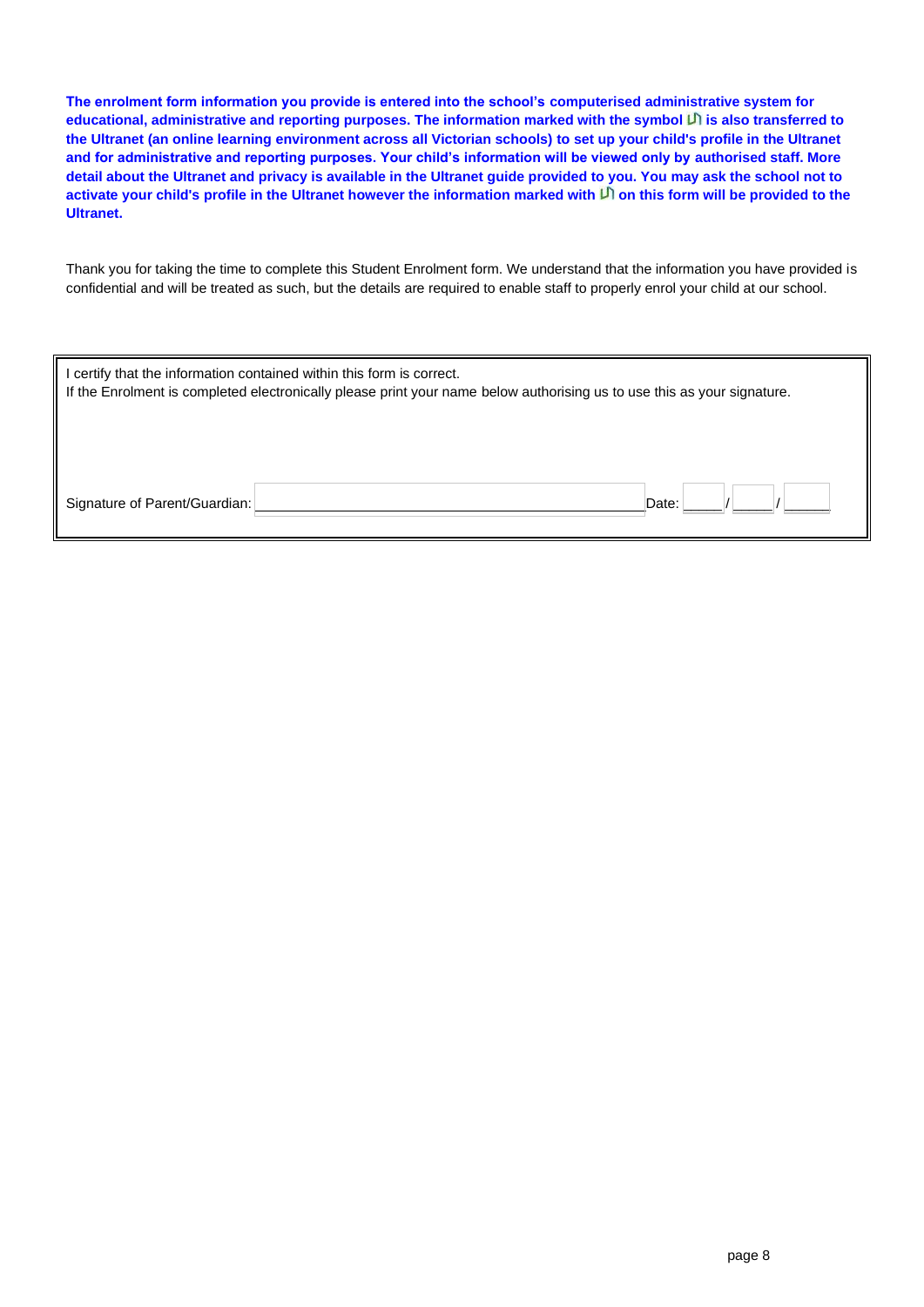**The enrolment form information you provide is entered into the school's computerised administrative system for educational, administrative and reporting purposes. The information marked with the symbol ᑌᑎ is also transferred to the Ultranet (an online learning environment across all Victorian schools) to set up your child's profile in the Ultranet and for administrative and reporting purposes. Your child's information will be viewed only by authorised staff. More detail about the Ultranet and privacy is available in the Ultranet guide provided to you. You may ask the school not to activate your child's profile in the Ultranet however the information marked with ᑌᑎ on this form will be provided to the Ultranet.**

Thank you for taking the time to complete this Student Enrolment form. We understand that the information you have provided is confidential and will be treated as such, but the details are required to enable staff to properly enrol your child at our school.

I certify that the information contained within this form is correct.
If the Enrolment is completed electronically please print your name below authorising us to use this as your signature.

Signature of Parent/Guardian: ______________________________ Date: ____ / ____ / ____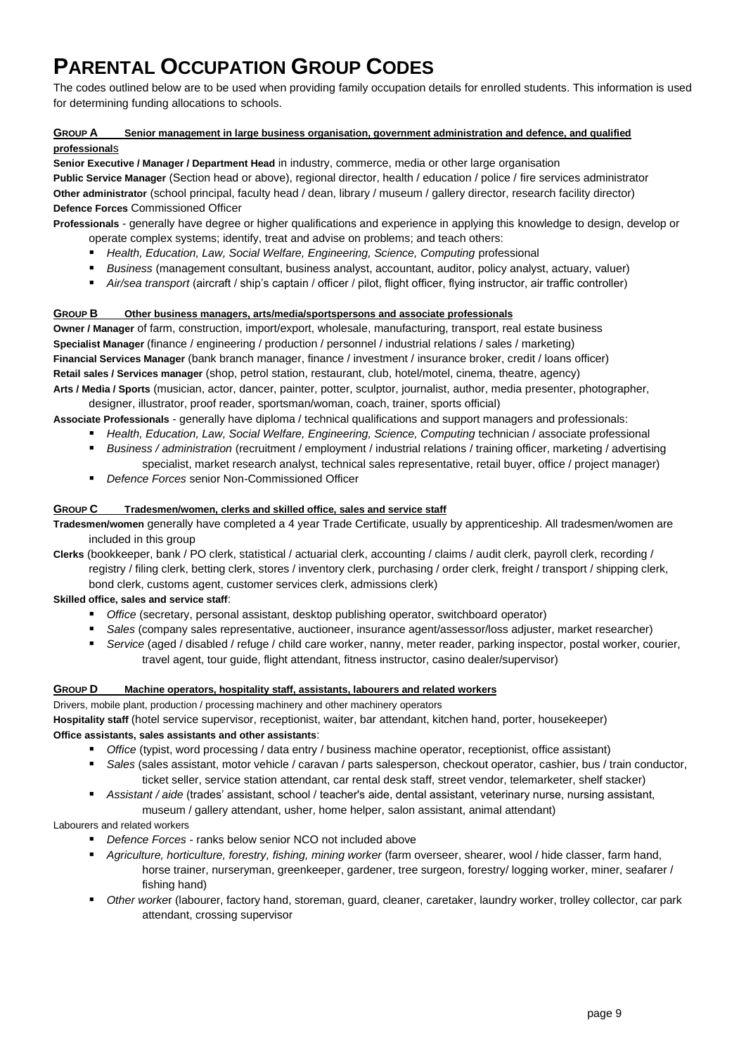# PARENTAL OCCUPATION GROUP CODES

The codes outlined below are to be used when providing family occupation details for enrolled students. This information is used for determining funding allocations to schools.

## GROUP A Senior management in large business organisation, government administration and defence, and qualified professionals

**Senior Executive / Manager / Department Head** in industry, commerce, media or other large organisation

**Public Service Manager** (Section head or above), regional director, health / education / police / fire services administrator

**Other administrator** (school principal, faculty head / dean, library / museum / gallery director, research facility director)

**Defence Forces** Commissioned Officer

**Professionals** - generally have degree or higher qualifications and experience in applying this knowledge to design, develop or operate complex systems; identify, treat and advise on problems; and teach others:

- *Health, Education, Law, Social Welfare, Engineering, Science, Computing* professional
- *Business* (management consultant, business analyst, accountant, auditor, policy analyst, actuary, valuer)
- *Air/sea transport* (aircraft / ship's captain / officer / pilot, flight officer, flying instructor, air traffic controller)

## GROUP B Other business managers, arts/media/sportspersons and associate professionals

**Owner / Manager** of farm, construction, import/export, wholesale, manufacturing, transport, real estate business

**Specialist Manager** (finance / engineering / production / personnel / industrial relations / sales / marketing)

**Financial Services Manager** (bank branch manager, finance / investment / insurance broker, credit / loans officer)

**Retail sales / Services manager** (shop, petrol station, restaurant, club, hotel/motel, cinema, theatre, agency)

**Arts / Media / Sports** (musician, actor, dancer, painter, potter, sculptor, journalist, author, media presenter, photographer, designer, illustrator, proof reader, sportsman/woman, coach, trainer, sports official)

**Associate Professionals** - generally have diploma / technical qualifications and support managers and professionals:

- *Health, Education, Law, Social Welfare, Engineering, Science, Computing* technician / associate professional
- *Business / administration* (recruitment / employment / industrial relations / training officer, marketing / advertising specialist, market research analyst, technical sales representative, retail buyer, office / project manager)
- *Defence Forces* senior Non-Commissioned Officer

## GROUP C Tradesmen/women, clerks and skilled office, sales and service staff

**Tradesmen/women** generally have completed a 4 year Trade Certificate, usually by apprenticeship. All tradesmen/women are included in this group

**Clerks** (bookkeeper, bank / PO clerk, statistical / actuarial clerk, accounting / claims / audit clerk, payroll clerk, recording / registry / filing clerk, betting clerk, stores / inventory clerk, purchasing / order clerk, freight / transport / shipping clerk, bond clerk, customs agent, customer services clerk, admissions clerk)

**Skilled office, sales and service staff**:

- *Office* (secretary, personal assistant, desktop publishing operator, switchboard operator)
- *Sales* (company sales representative, auctioneer, insurance agent/assessor/loss adjuster, market researcher)
- *Service* (aged / disabled / refuge / child care worker, nanny, meter reader, parking inspector, postal worker, courier, travel agent, tour guide, flight attendant, fitness instructor, casino dealer/supervisor)

## GROUP D Machine operators, hospitality staff, assistants, labourers and related workers

Drivers, mobile plant, production / processing machinery and other machinery operators

**Hospitality staff** (hotel service supervisor, receptionist, waiter, bar attendant, kitchen hand, porter, housekeeper)

**Office assistants, sales assistants and other assistants**:

- *Office* (typist, word processing / data entry / business machine operator, receptionist, office assistant)
- *Sales* (sales assistant, motor vehicle / caravan / parts salesperson, checkout operator, cashier, bus / train conductor, ticket seller, service station attendant, car rental desk staff, street vendor, telemarketer, shelf stacker)
- *Assistant / aide* (trades' assistant, school / teacher's aide, dental assistant, veterinary nurse, nursing assistant, museum / gallery attendant, usher, home helper, salon assistant, animal attendant)

Labourers and related workers

- *Defence Forces* - ranks below senior NCO not included above
- *Agriculture, horticulture, forestry, fishing, mining worker* (farm overseer, shearer, wool / hide classer, farm hand, horse trainer, nurseryman, greenkeeper, gardener, tree surgeon, forestry/ logging worker, miner, seafarer / fishing hand)
- *Other worker* (labourer, factory hand, storeman, guard, cleaner, caretaker, laundry worker, trolley collector, car park attendant, crossing supervisor